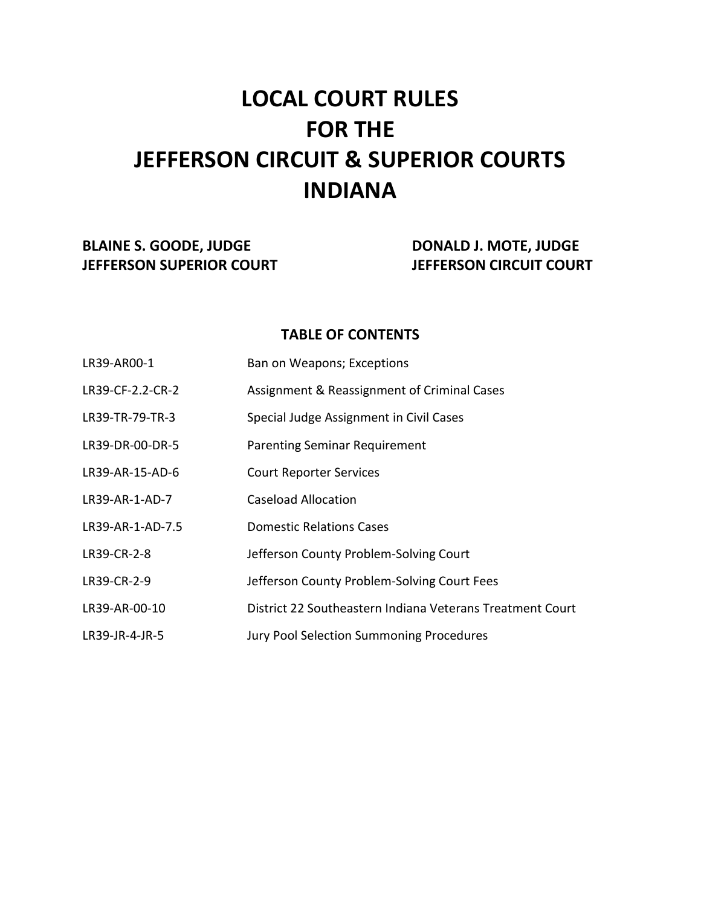# LOCAL COURT RULES FOR THE JEFFERSON CIRCUIT & SUPERIOR COURTS INDIANA

**BLAINE S. GOODE, JUDGE**
**JEFFERSON SUPERIOR COURT**

**DONALD J. MOTE, JUDGE**
**JEFFERSON CIRCUIT COURT**

## TABLE OF CONTENTS

| | |
|---|---|
| LR39-AR00-1 | Ban on Weapons; Exceptions |
| LR39-CF-2.2-CR-2 | Assignment & Reassignment of Criminal Cases |
| LR39-TR-79-TR-3 | Special Judge Assignment in Civil Cases |
| LR39-DR-00-DR-5 | Parenting Seminar Requirement |
| LR39-AR-15-AD-6 | Court Reporter Services |
| LR39-AR-1-AD-7 | Caseload Allocation |
| LR39-AR-1-AD-7.5 | Domestic Relations Cases |
| LR39-CR-2-8 | Jefferson County Problem-Solving Court |
| LR39-CR-2-9 | Jefferson County Problem-Solving Court Fees |
| LR39-AR-00-10 | District 22 Southeastern Indiana Veterans Treatment Court |
| LR39-JR-4-JR-5 | Jury Pool Selection Summoning Procedures |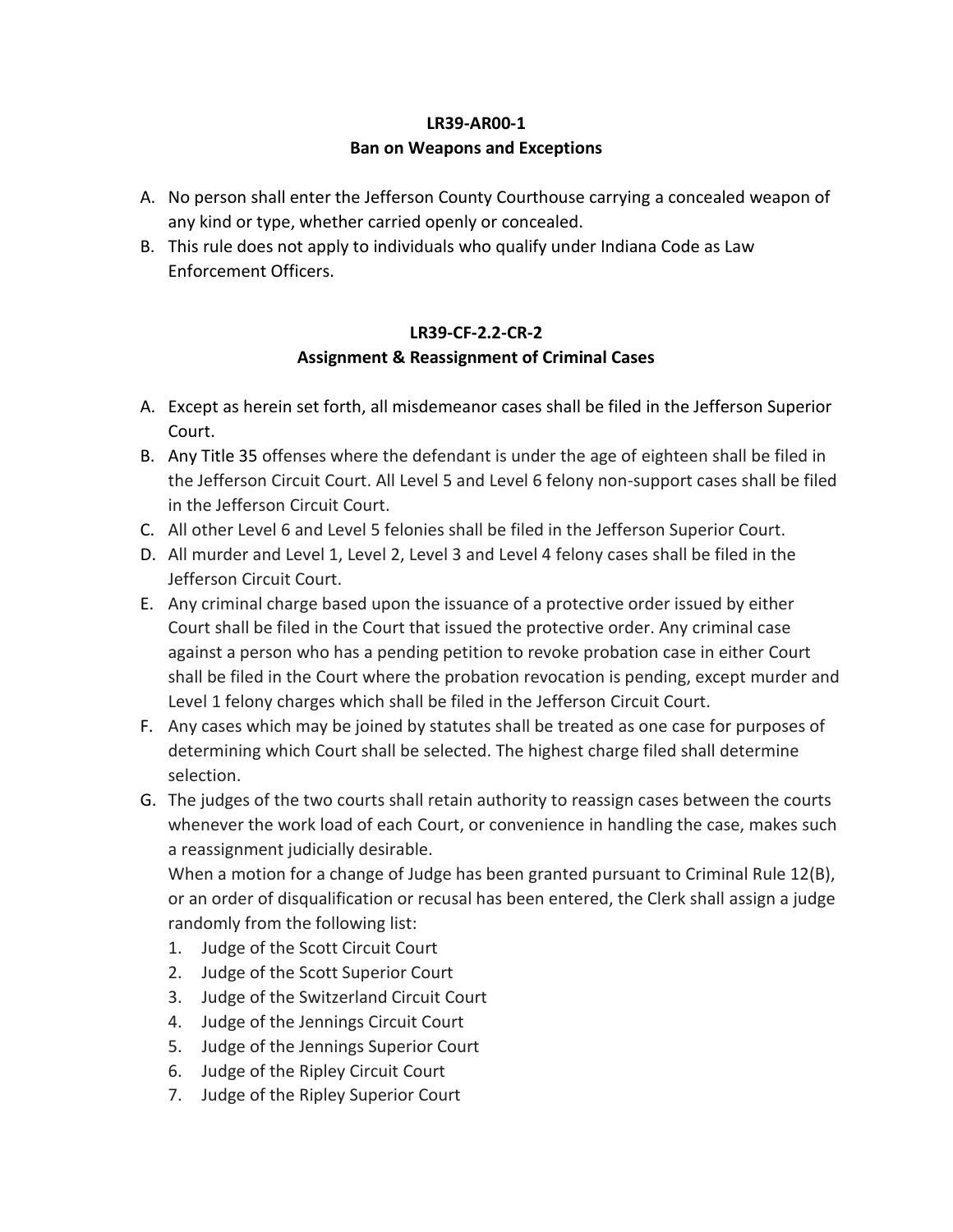**LR39-AR00-1**
**Ban on Weapons and Exceptions**

A. No person shall enter the Jefferson County Courthouse carrying a concealed weapon of any kind or type, whether carried openly or concealed.
B. This rule does not apply to individuals who qualify under Indiana Code as Law Enforcement Officers.

**LR39-CF-2.2-CR-2**
**Assignment & Reassignment of Criminal Cases**

A. Except as herein set forth, all misdemeanor cases shall be filed in the Jefferson Superior Court.
B. Any Title 35 offenses where the defendant is under the age of eighteen shall be filed in the Jefferson Circuit Court. All Level 5 and Level 6 felony non-support cases shall be filed in the Jefferson Circuit Court.
C. All other Level 6 and Level 5 felonies shall be filed in the Jefferson Superior Court.
D. All murder and Level 1, Level 2, Level 3 and Level 4 felony cases shall be filed in the Jefferson Circuit Court.
E. Any criminal charge based upon the issuance of a protective order issued by either Court shall be filed in the Court that issued the protective order. Any criminal case against a person who has a pending petition to revoke probation case in either Court shall be filed in the Court where the probation revocation is pending, except murder and Level 1 felony charges which shall be filed in the Jefferson Circuit Court.
F. Any cases which may be joined by statutes shall be treated as one case for purposes of determining which Court shall be selected. The highest charge filed shall determine selection.
G. The judges of the two courts shall retain authority to reassign cases between the courts whenever the work load of each Court, or convenience in handling the case, makes such a reassignment judicially desirable.
   When a motion for a change of Judge has been granted pursuant to Criminal Rule 12(B), or an order of disqualification or recusal has been entered, the Clerk shall assign a judge randomly from the following list:
   1. Judge of the Scott Circuit Court
   2. Judge of the Scott Superior Court
   3. Judge of the Switzerland Circuit Court
   4. Judge of the Jennings Circuit Court
   5. Judge of the Jennings Superior Court
   6. Judge of the Ripley Circuit Court
   7. Judge of the Ripley Superior Court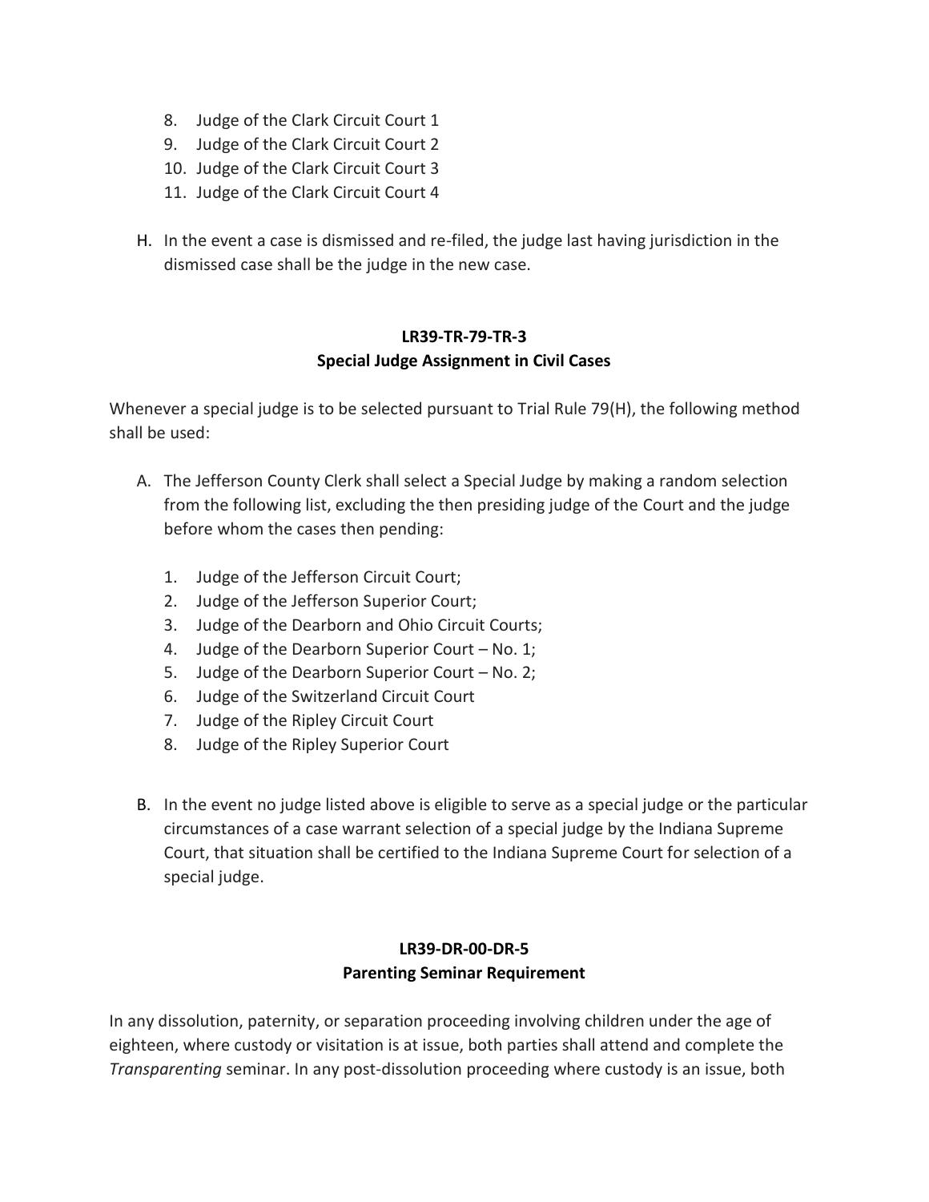8. Judge of the Clark Circuit Court 1
9. Judge of the Clark Circuit Court 2
10. Judge of the Clark Circuit Court 3
11. Judge of the Clark Circuit Court 4

H. In the event a case is dismissed and re-filed, the judge last having jurisdiction in the dismissed case shall be the judge in the new case.

## LR39-TR-79-TR-3
## Special Judge Assignment in Civil Cases

Whenever a special judge is to be selected pursuant to Trial Rule 79(H), the following method shall be used:

A. The Jefferson County Clerk shall select a Special Judge by making a random selection from the following list, excluding the then presiding judge of the Court and the judge before whom the cases then pending:

   1. Judge of the Jefferson Circuit Court;
   2. Judge of the Jefferson Superior Court;
   3. Judge of the Dearborn and Ohio Circuit Courts;
   4. Judge of the Dearborn Superior Court – No. 1;
   5. Judge of the Dearborn Superior Court – No. 2;
   6. Judge of the Switzerland Circuit Court
   7. Judge of the Ripley Circuit Court
   8. Judge of the Ripley Superior Court

B. In the event no judge listed above is eligible to serve as a special judge or the particular circumstances of a case warrant selection of a special judge by the Indiana Supreme Court, that situation shall be certified to the Indiana Supreme Court for selection of a special judge.

## LR39-DR-00-DR-5
## Parenting Seminar Requirement

In any dissolution, paternity, or separation proceeding involving children under the age of eighteen, where custody or visitation is at issue, both parties shall attend and complete the *Transparenting* seminar. In any post-dissolution proceeding where custody is an issue, both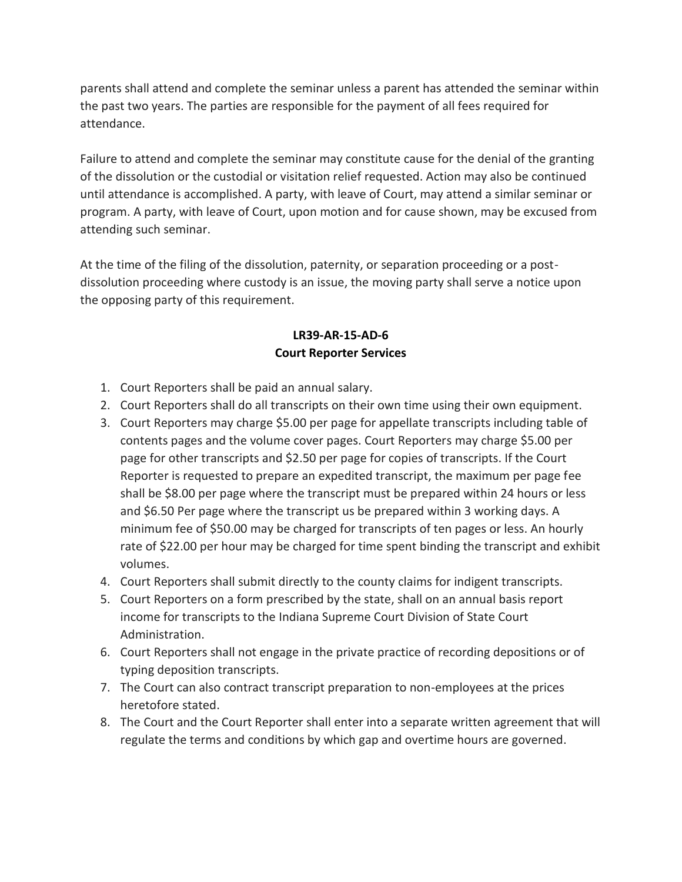parents shall attend and complete the seminar unless a parent has attended the seminar within the past two years. The parties are responsible for the payment of all fees required for attendance.

Failure to attend and complete the seminar may constitute cause for the denial of the granting of the dissolution or the custodial or visitation relief requested. Action may also be continued until attendance is accomplished. A party, with leave of Court, may attend a similar seminar or program. A party, with leave of Court, upon motion and for cause shown, may be excused from attending such seminar.

At the time of the filing of the dissolution, paternity, or separation proceeding or a post-dissolution proceeding where custody is an issue, the moving party shall serve a notice upon the opposing party of this requirement.

## LR39-AR-15-AD-6
## Court Reporter Services

1. Court Reporters shall be paid an annual salary.
2. Court Reporters shall do all transcripts on their own time using their own equipment.
3. Court Reporters may charge $5.00 per page for appellate transcripts including table of contents pages and the volume cover pages. Court Reporters may charge $5.00 per page for other transcripts and $2.50 per page for copies of transcripts. If the Court Reporter is requested to prepare an expedited transcript, the maximum per page fee shall be $8.00 per page where the transcript must be prepared within 24 hours or less and $6.50 Per page where the transcript us be prepared within 3 working days. A minimum fee of $50.00 may be charged for transcripts of ten pages or less. An hourly rate of $22.00 per hour may be charged for time spent binding the transcript and exhibit volumes.
4. Court Reporters shall submit directly to the county claims for indigent transcripts.
5. Court Reporters on a form prescribed by the state, shall on an annual basis report income for transcripts to the Indiana Supreme Court Division of State Court Administration.
6. Court Reporters shall not engage in the private practice of recording depositions or of typing deposition transcripts.
7. The Court can also contract transcript preparation to non-employees at the prices heretofore stated.
8. The Court and the Court Reporter shall enter into a separate written agreement that will regulate the terms and conditions by which gap and overtime hours are governed.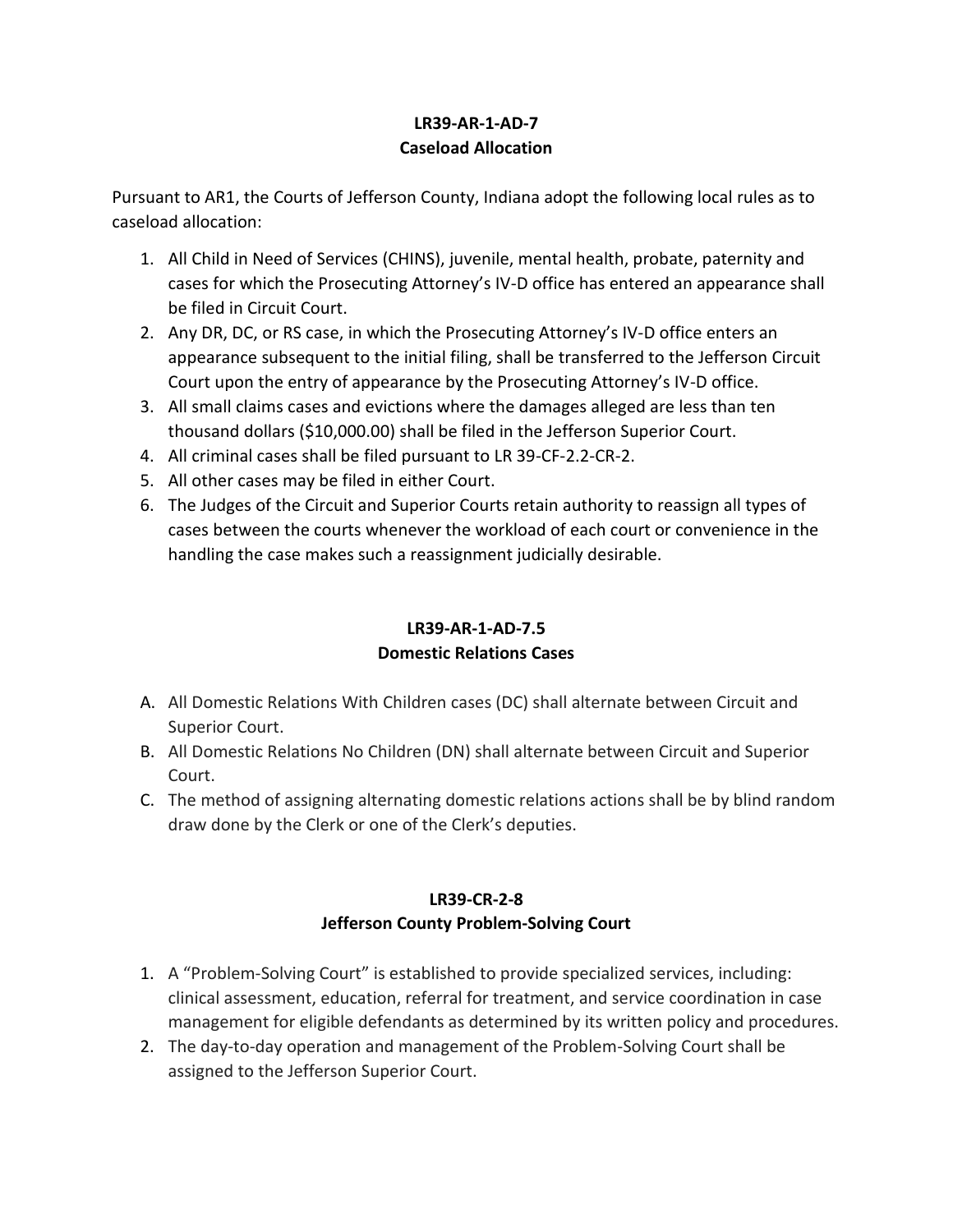**LR39-AR-1-AD-7**
**Caseload Allocation**

Pursuant to AR1, the Courts of Jefferson County, Indiana adopt the following local rules as to caseload allocation:

1. All Child in Need of Services (CHINS), juvenile, mental health, probate, paternity and cases for which the Prosecuting Attorney's IV-D office has entered an appearance shall be filed in Circuit Court.
2. Any DR, DC, or RS case, in which the Prosecuting Attorney's IV-D office enters an appearance subsequent to the initial filing, shall be transferred to the Jefferson Circuit Court upon the entry of appearance by the Prosecuting Attorney's IV-D office.
3. All small claims cases and evictions where the damages alleged are less than ten thousand dollars ($10,000.00) shall be filed in the Jefferson Superior Court.
4. All criminal cases shall be filed pursuant to LR 39-CF-2.2-CR-2.
5. All other cases may be filed in either Court.
6. The Judges of the Circuit and Superior Courts retain authority to reassign all types of cases between the courts whenever the workload of each court or convenience in the handling the case makes such a reassignment judicially desirable.

**LR39-AR-1-AD-7.5**
**Domestic Relations Cases**

A. All Domestic Relations With Children cases (DC) shall alternate between Circuit and Superior Court.
B. All Domestic Relations No Children (DN) shall alternate between Circuit and Superior Court.
C. The method of assigning alternating domestic relations actions shall be by blind random draw done by the Clerk or one of the Clerk's deputies.

**LR39-CR-2-8**
**Jefferson County Problem-Solving Court**

1. A "Problem-Solving Court" is established to provide specialized services, including: clinical assessment, education, referral for treatment, and service coordination in case management for eligible defendants as determined by its written policy and procedures.
2. The day-to-day operation and management of the Problem-Solving Court shall be assigned to the Jefferson Superior Court.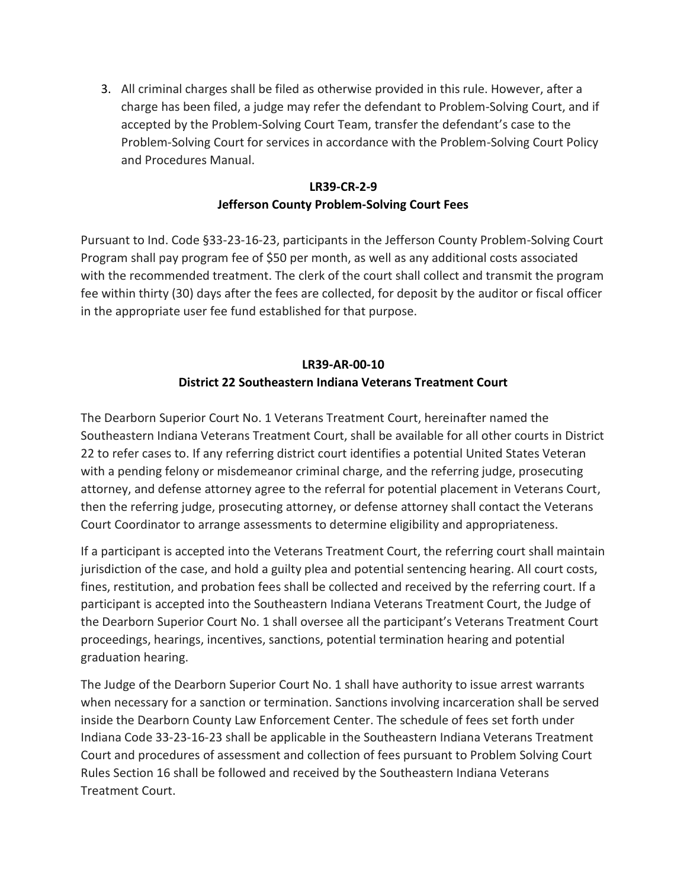3. All criminal charges shall be filed as otherwise provided in this rule. However, after a charge has been filed, a judge may refer the defendant to Problem-Solving Court, and if accepted by the Problem-Solving Court Team, transfer the defendant's case to the Problem-Solving Court for services in accordance with the Problem-Solving Court Policy and Procedures Manual.

**LR39-CR-2-9**
**Jefferson County Problem-Solving Court Fees**

Pursuant to Ind. Code §33-23-16-23, participants in the Jefferson County Problem-Solving Court Program shall pay program fee of $50 per month, as well as any additional costs associated with the recommended treatment. The clerk of the court shall collect and transmit the program fee within thirty (30) days after the fees are collected, for deposit by the auditor or fiscal officer in the appropriate user fee fund established for that purpose.

**LR39-AR-00-10**
**District 22 Southeastern Indiana Veterans Treatment Court**

The Dearborn Superior Court No. 1 Veterans Treatment Court, hereinafter named the Southeastern Indiana Veterans Treatment Court, shall be available for all other courts in District 22 to refer cases to. If any referring district court identifies a potential United States Veteran with a pending felony or misdemeanor criminal charge, and the referring judge, prosecuting attorney, and defense attorney agree to the referral for potential placement in Veterans Court, then the referring judge, prosecuting attorney, or defense attorney shall contact the Veterans Court Coordinator to arrange assessments to determine eligibility and appropriateness.

If a participant is accepted into the Veterans Treatment Court, the referring court shall maintain jurisdiction of the case, and hold a guilty plea and potential sentencing hearing. All court costs, fines, restitution, and probation fees shall be collected and received by the referring court. If a participant is accepted into the Southeastern Indiana Veterans Treatment Court, the Judge of the Dearborn Superior Court No. 1 shall oversee all the participant's Veterans Treatment Court proceedings, hearings, incentives, sanctions, potential termination hearing and potential graduation hearing.

The Judge of the Dearborn Superior Court No. 1 shall have authority to issue arrest warrants when necessary for a sanction or termination. Sanctions involving incarceration shall be served inside the Dearborn County Law Enforcement Center. The schedule of fees set forth under Indiana Code 33-23-16-23 shall be applicable in the Southeastern Indiana Veterans Treatment Court and procedures of assessment and collection of fees pursuant to Problem Solving Court Rules Section 16 shall be followed and received by the Southeastern Indiana Veterans Treatment Court.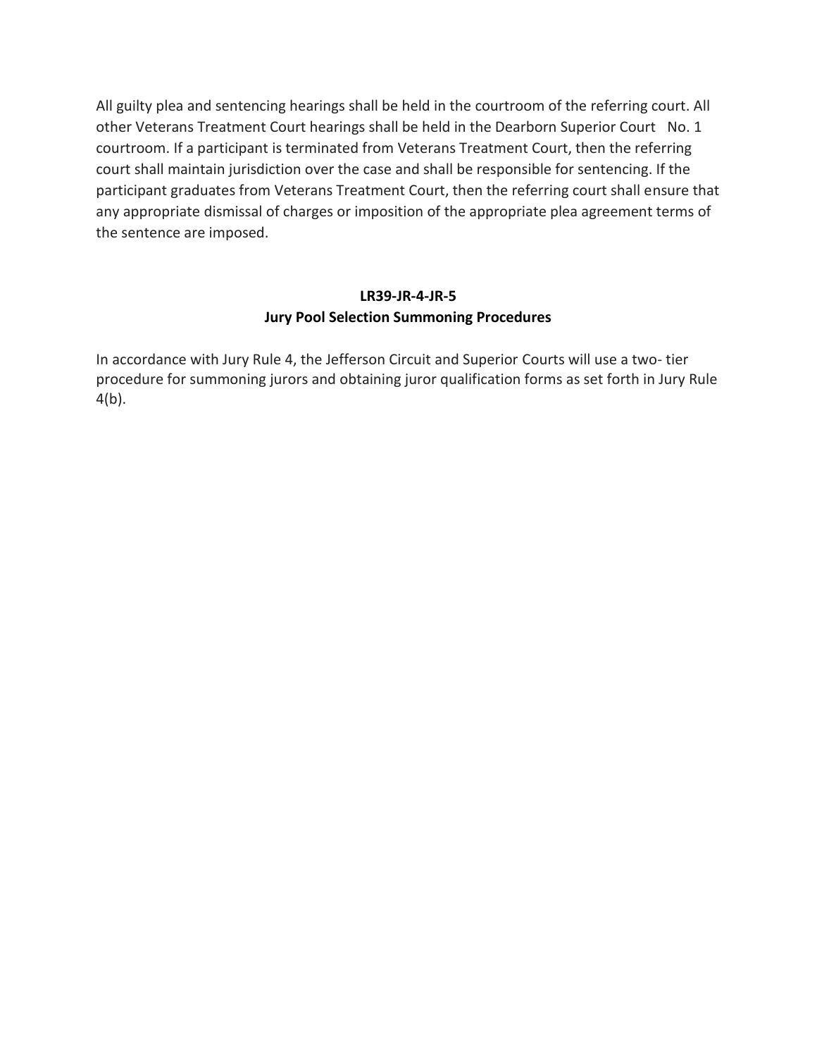All guilty plea and sentencing hearings shall be held in the courtroom of the referring court. All other Veterans Treatment Court hearings shall be held in the Dearborn Superior Court No. 1 courtroom. If a participant is terminated from Veterans Treatment Court, then the referring court shall maintain jurisdiction over the case and shall be responsible for sentencing. If the participant graduates from Veterans Treatment Court, then the referring court shall ensure that any appropriate dismissal of charges or imposition of the appropriate plea agreement terms of the sentence are imposed.

## LR39-JR-4-JR-5
## Jury Pool Selection Summoning Procedures

In accordance with Jury Rule 4, the Jefferson Circuit and Superior Courts will use a two- tier procedure for summoning jurors and obtaining juror qualification forms as set forth in Jury Rule 4(b).